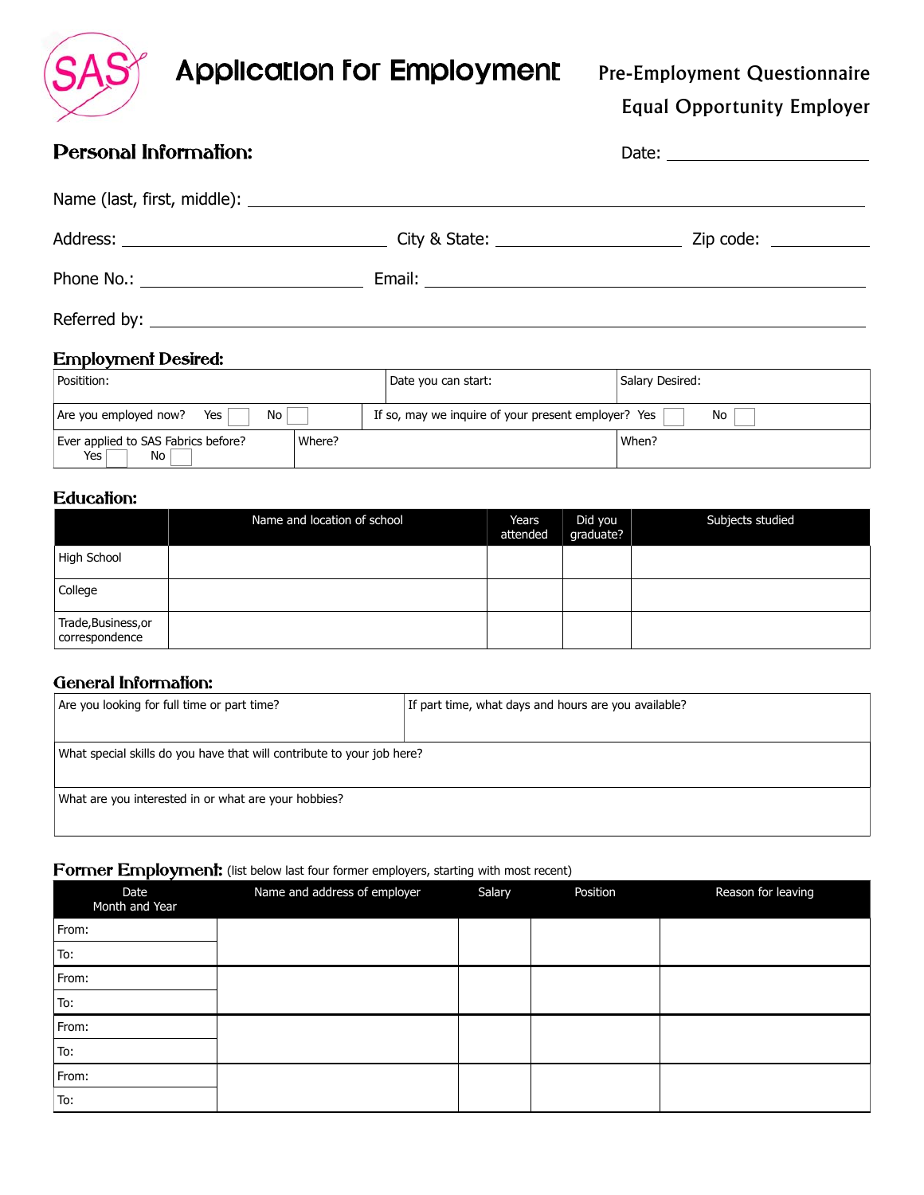SAS

# Application for Employment

Pre-Employment Questionnaire

Equal Opportunity Employer

## Personal Information:

Date: ____________________

Name (last, first, middle): ____________________________________________

Address: ____________________ City & State: ____________________ Zip code: __________

Phone No.: ____________________ Email: ____________________________________

Referred by: ____________________________________________

## Employment Desired:

| Positition: | Date you can start: | Salary Desired: |
|---|---|---|
| Are you employed now? Yes ☐ No ☐ | If so, may we inquire of your present employer? Yes ☐ No ☐ | |
| Ever applied to SAS Fabrics before? Yes ☐ No ☐ | Where? | When? |

## Education:

| | Name and location of school | Years attended | Did you graduate? | Subjects studied |
|---|---|---|---|---|
| High School | | | | |
| College | | | | |
| Trade,Business,or correspondence | | | | |

## General Information:

| Are you looking for full time or part time? | If part time, what days and hours are you available? |
|---|---|
| What special skills do you have that will contribute to your job here? | |
| What are you interested in or what are your hobbies? | |

## Former Employment: (list below last four former employers, starting with most recent)

| Date Month and Year | Name and address of employer | Salary | Position | Reason for leaving |
|---|---|---|---|---|
| From: | | | | |
| To: | | | | |
| From: | | | | |
| To: | | | | |
| From: | | | | |
| To: | | | | |
| From: | | | | |
| To: | | | | |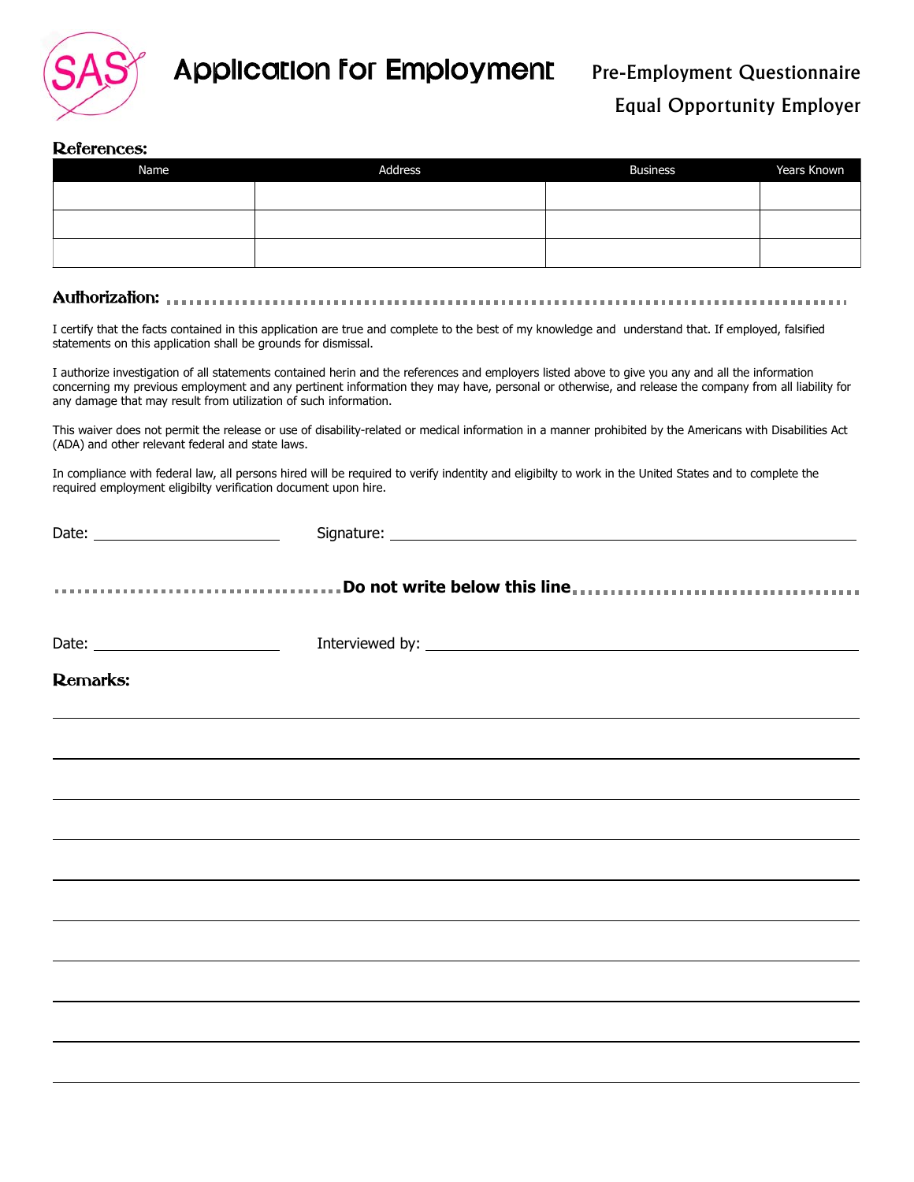# Application for Employment

**Pre-Employment Questionnaire**

**Equal Opportunity Employer**

### References:

| Name | Address | Business | Years Known |
|---|---|---|---|
| | | | |
| | | | |
| | | | |

### Authorization:

I certify that the facts contained in this application are true and complete to the best of my knowledge and understand that. If employed, falsified statements on this application shall be grounds for dismissal.

I authorize investigation of all statements contained herin and the references and employers listed above to give you any and all the information concerning my previous employment and any pertinent information they may have, personal or otherwise, and release the company from all liability for any damage that may result from utilization of such information.

This waiver does not permit the release or use of disability-related or medical information in a manner prohibited by the Americans with Disabilities Act (ADA) and other relevant federal and state laws.

In compliance with federal law, all persons hired will be required to verify indentity and eligibilty to work in the United States and to complete the required employment eligibilty verification document upon hire.

Date: ____________________ Signature: ____________________________________________

**Do not write below this line**

Date: ____________________ Interviewed by: ____________________________________________

### Remarks: